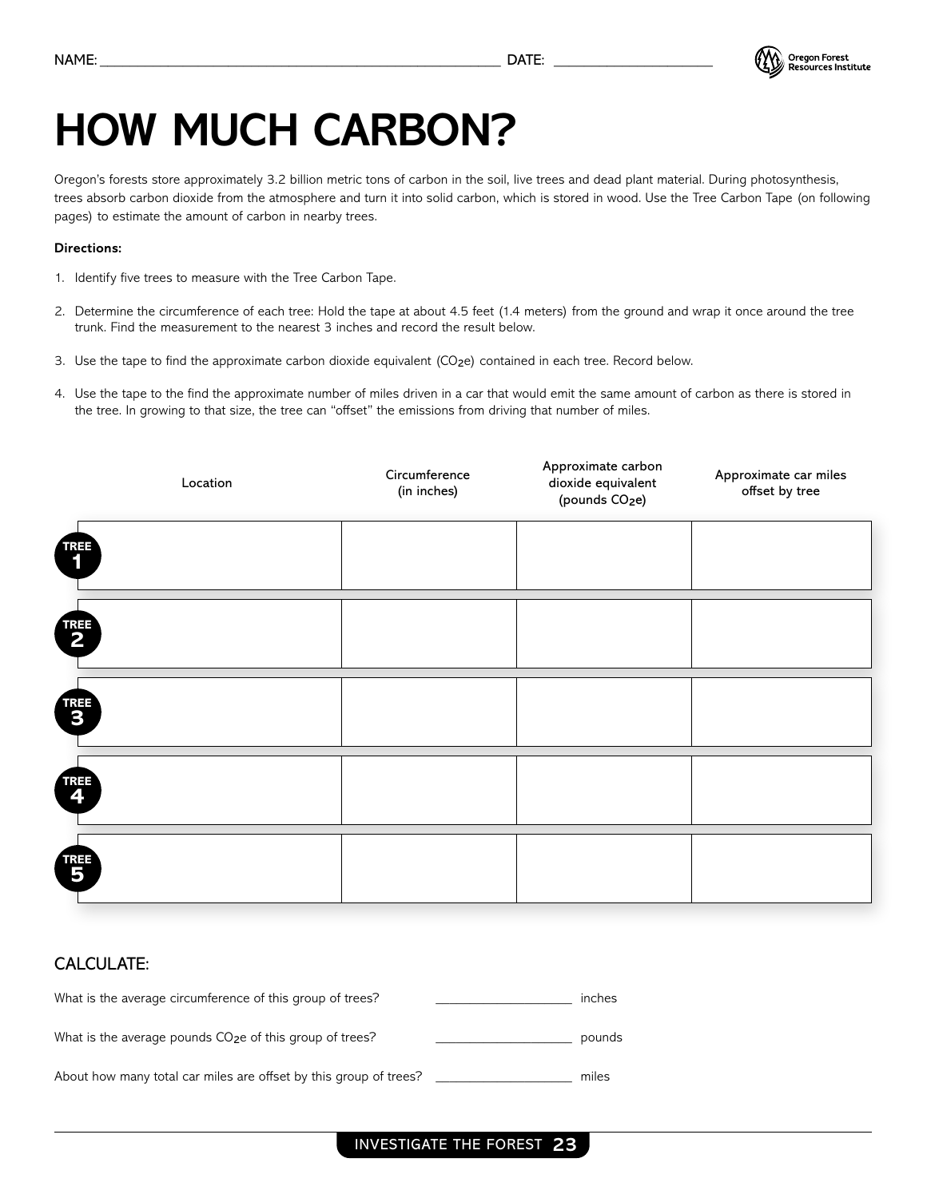NAME: ____________________ DATE: ____________

# HOW MUCH CARBON?

Oregon's forests store approximately 3.2 billion metric tons of carbon in the soil, live trees and dead plant material. During photosynthesis, trees absorb carbon dioxide from the atmosphere and turn it into solid carbon, which is stored in wood. Use the Tree Carbon Tape (on following pages) to estimate the amount of carbon in nearby trees.

**Directions:**

1. Identify five trees to measure with the Tree Carbon Tape.
2. Determine the circumference of each tree: Hold the tape at about 4.5 feet (1.4 meters) from the ground and wrap it once around the tree trunk. Find the measurement to the nearest 3 inches and record the result below.
3. Use the tape to find the approximate carbon dioxide equivalent ($CO_2e$) contained in each tree. Record below.
4. Use the tape to the find the approximate number of miles driven in a car that would emit the same amount of carbon as there is stored in the tree. In growing to that size, the tree can "offset" the emissions from driving that number of miles.

| | Location | Circumference (in inches) | Approximate carbon dioxide equivalent (pounds $CO_2e$) | Approximate car miles offset by tree |
|---|---|---|---|---|
| TREE 1 | | | | |
| TREE 2 | | | | |
| TREE 3 | | | | |
| TREE 4 | | | | |
| TREE 5 | | | | |

## CALCULATE:

What is the average circumference of this group of trees? ____________ inches

What is the average pounds $CO_2e$ of this group of trees? ____________ pounds

About how many total car miles are offset by this group of trees? ____________ miles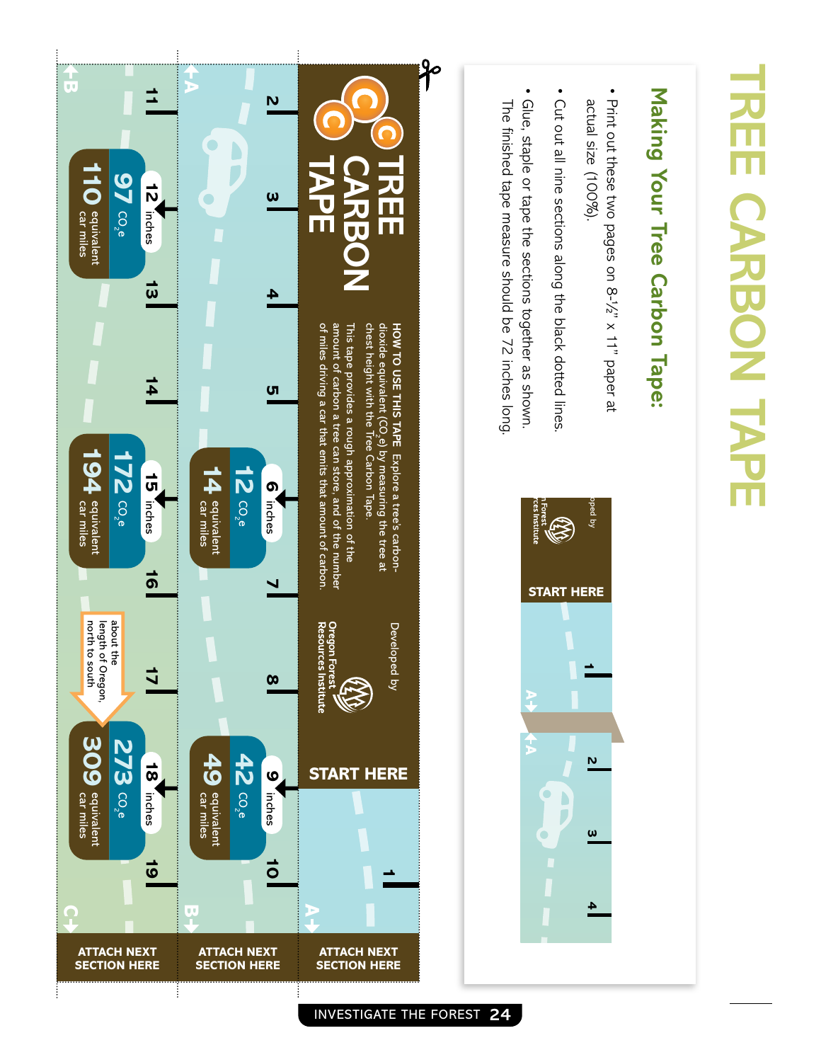# TREE CARBON TAPE

## Making Your Tree Carbon Tape:

- Print out these two pages on 8-½" x 11" paper at actual size (100%).
- Cut out all nine sections along the black dotted lines.
- Glue, staple or tape the sections together as shown. The finished tape measure should be 72 inches long.

START HERE

A

A

# TREE CARBON TAPE

**HOW TO USE THIS TAPE** Explore a tree's carbon-dioxide equivalent ($CO_2e$) by measuring the tree at chest height with the Tree Carbon Tape.

This tape provides a rough approximation of the amount of carbon a tree can store, and of the number of miles driving a car that emits that amount of carbon.

Developed by Oregon Forest Resources Institute

START HERE

ATTACH NEXT SECTION HERE

A

A

| Inches | $CO_2e$ | Equivalent car miles |
|---|---|---|
| 6 inches | 12 $CO_2e$ | 14 equivalent car miles |
| 9 inches | 42 $CO_2e$ | 49 equivalent car miles |

ATTACH NEXT SECTION HERE

B

B

| Inches | $CO_2e$ | Equivalent car miles |
|---|---|---|
| 12 inches | 97 $CO_2e$ | 110 equivalent car miles |
| 15 inches | 172 $CO_2e$ | 194 equivalent car miles |
| 18 inches | 273 $CO_2e$ | 309 equivalent car miles |

about the length of Oregon, north to south

ATTACH NEXT SECTION HERE

C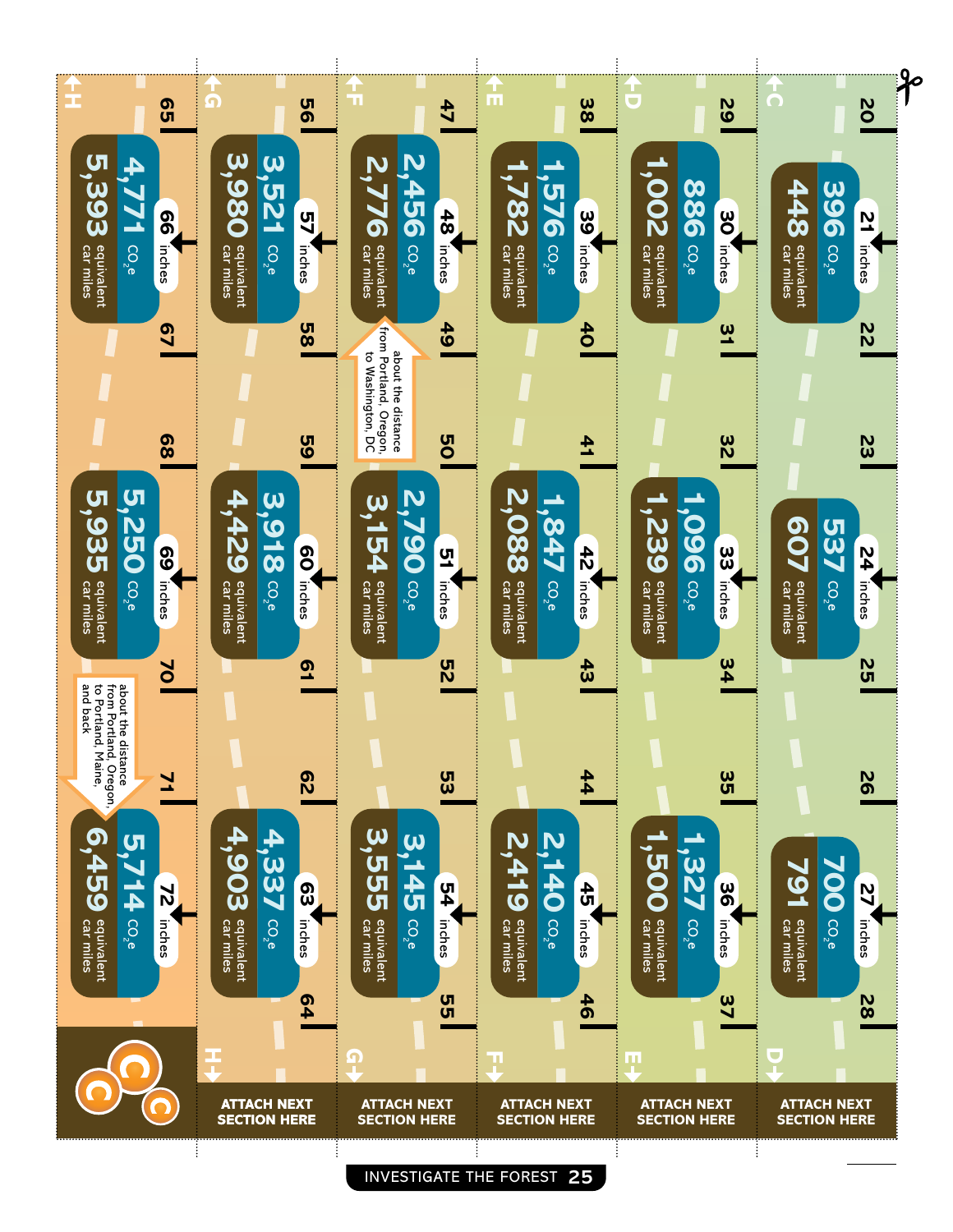## ←C

20 21 22 23 24 25 26 27 28

- **21 inches** — **396** $CO_2e$ — **448** equivalent car miles
- **24 inches** — **537** $CO_2e$ — **607** equivalent car miles
- **27 inches** — **700** $CO_2e$ — **791** equivalent car miles

D→ ATTACH NEXT SECTION HERE

## ←D

29 30 31 32 33 34 35 36 37

- **30 inches** — **886** $CO_2e$ — **1,002** equivalent car miles
- **33 inches** — **1,096** $CO_2e$ — **1,239** equivalent car miles
- **36 inches** — **1,327** $CO_2e$ — **1,500** equivalent car miles

E→ ATTACH NEXT SECTION HERE

## ←E

38 39 40 41 42 43 44 45 46

- **39 inches** — **1,576** $CO_2e$ — **1,782** equivalent car miles
- **42 inches** — **1,847** $CO_2e$ — **2,088** equivalent car miles
- **45 inches** — **2,140** $CO_2e$ — **2,419** equivalent car miles

F→ ATTACH NEXT SECTION HERE

## ←F

47 48 49 50 51 52 53 54 55

- **48 inches** — **2,456** $CO_2e$ — **2,776** equivalent car miles

about the distance from Portland, Oregon, to Washington, DC

- **51 inches** — **2,790** $CO_2e$ — **3,154** equivalent car miles
- **54 inches** — **3,145** $CO_2e$ — **3,555** equivalent car miles

G→ ATTACH NEXT SECTION HERE

## ←G

56 57 58 59 60 61 62 63 64

- **57 inches** — **3,521** $CO_2e$ — **3,980** equivalent car miles
- **60 inches** — **3,918** $CO_2e$ — **4,429** equivalent car miles
- **63 inches** — **4,337** $CO_2e$ — **4,903** equivalent car miles

H→ ATTACH NEXT SECTION HERE

## ←H

65 66 67 68 69 70 71 72

- **66 inches** — **4,771** $CO_2e$ — **5,393** equivalent car miles
- **69 inches** — **5,250** $CO_2e$ — **5,935** equivalent car miles

about the distance from Portland, Oregon, to Portland, Maine, and back

- **72 inches** — **5,714** $CO_2e$ — **6,459** equivalent car miles